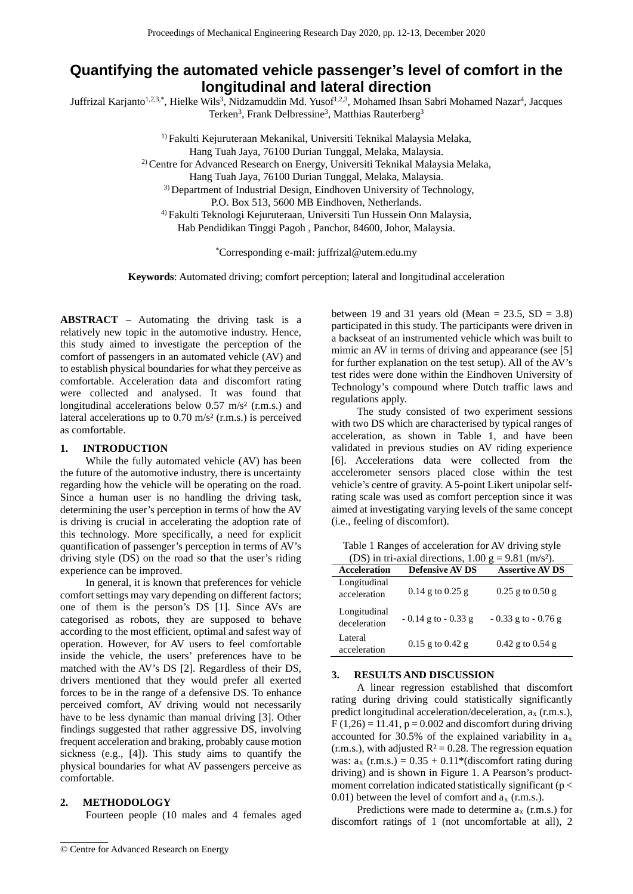# Quantifying the automated vehicle passenger's level of comfort in the longitudinal and lateral direction

Juffrizal Karjanto[1,2,3,*], Hielke Wils[3], Nidzamuddin Md. Yusof[1,2,3], Mohamed Ihsan Sabri Mohamed Nazar[4], Jacques Terken[3], Frank Delbressine[3], Matthias Rauterberg[3]

[1] Fakulti Kejuruteraan Mekanikal, Universiti Teknikal Malaysia Melaka, Hang Tuah Jaya, 76100 Durian Tunggal, Melaka, Malaysia.
[2] Centre for Advanced Research on Energy, Universiti Teknikal Malaysia Melaka, Hang Tuah Jaya, 76100 Durian Tunggal, Melaka, Malaysia.
[3] Department of Industrial Design, Eindhoven University of Technology, P.O. Box 513, 5600 MB Eindhoven, Netherlands.
[4] Fakulti Teknologi Kejuruteraan, Universiti Tun Hussein Onn Malaysia, Hab Pendidikan Tinggi Pagoh , Panchor, 84600, Johor, Malaysia.

*Corresponding e-mail: juffrizal@utem.edu.my

**Keywords**: Automated driving; comfort perception; lateral and longitudinal acceleration

**ABSTRACT** – Automating the driving task is a relatively new topic in the automotive industry. Hence, this study aimed to investigate the perception of the comfort of passengers in an automated vehicle (AV) and to establish physical boundaries for what they perceive as comfortable. Acceleration data and discomfort rating were collected and analysed. It was found that longitudinal accelerations below 0.57 m/s² (r.m.s.) and lateral accelerations up to 0.70 m/s² (r.m.s.) is perceived as comfortable.

## 1. INTRODUCTION

While the fully automated vehicle (AV) has been the future of the automotive industry, there is uncertainty regarding how the vehicle will be operating on the road. Since a human user is no handling the driving task, determining the user's perception in terms of how the AV is driving is crucial in accelerating the adoption rate of this technology. More specifically, a need for explicit quantification of passenger's perception in terms of AV's driving style (DS) on the road so that the user's riding experience can be improved.

In general, it is known that preferences for vehicle comfort settings may vary depending on different factors; one of them is the person's DS [1]. Since AVs are categorised as robots, they are supposed to behave according to the most efficient, optimal and safest way of operation. However, for AV users to feel comfortable inside the vehicle, the users' preferences have to be matched with the AV's DS [2]. Regardless of their DS, drivers mentioned that they would prefer all exerted forces to be in the range of a defensive DS. To enhance perceived comfort, AV driving would not necessarily have to be less dynamic than manual driving [3]. Other findings suggested that rather aggressive DS, involving frequent acceleration and braking, probably cause motion sickness (e.g., [4]). This study aims to quantify the physical boundaries for what AV passengers perceive as comfortable.

## 2. METHODOLOGY

Fourteen people (10 males and 4 females aged between 19 and 31 years old (Mean = 23.5, SD = 3.8) participated in this study. The participants were driven in a backseat of an instrumented vehicle which was built to mimic an AV in terms of driving and appearance (see [5] for further explanation on the test setup). All of the AV's test rides were done within the Eindhoven University of Technology's compound where Dutch traffic laws and regulations apply.

The study consisted of two experiment sessions with two DS which are characterised by typical ranges of acceleration, as shown in Table 1, and have been validated in previous studies on AV riding experience [6]. Accelerations data were collected from the accelerometer sensors placed close within the test vehicle's centre of gravity. A 5-point Likert unipolar self-rating scale was used as comfort perception since it was aimed at investigating varying levels of the same concept (i.e., feeling of discomfort).

Table 1 Ranges of acceleration for AV driving style (DS) in tri-axial directions, 1.00 g = 9.81 (m/s²).

| Acceleration | Defensive AV DS | Assertive AV DS |
|---|---|---|
| Longitudinal acceleration | 0.14 g to 0.25 g | 0.25 g to 0.50 g |
| Longitudinal deceleration | - 0.14 g to - 0.33 g | - 0.33 g to - 0.76 g |
| Lateral acceleration | 0.15 g to 0.42 g | 0.42 g to 0.54 g |

## 3. RESULTS AND DISCUSSION

A linear regression established that discomfort rating during driving could statistically significantly predict longitudinal acceleration/deceleration, $a_x$ (r.m.s.), $F(1,26) = 11.41$, $p = 0.002$ and discomfort during driving accounted for 30.5% of the explained variability in $a_x$ (r.m.s.), with adjusted $R^2 = 0.28$. The regression equation was: $a_x$ (r.m.s.) = 0.35 + 0.11*(discomfort rating during driving) and is shown in Figure 1. A Pearson's product-moment correlation indicated statistically significant ($p < 0.01$) between the level of comfort and $a_x$ (r.m.s.).

Predictions were made to determine $a_x$ (r.m.s.) for discomfort ratings of 1 (not uncomfortable at all), 2

© Centre for Advanced Research on Energy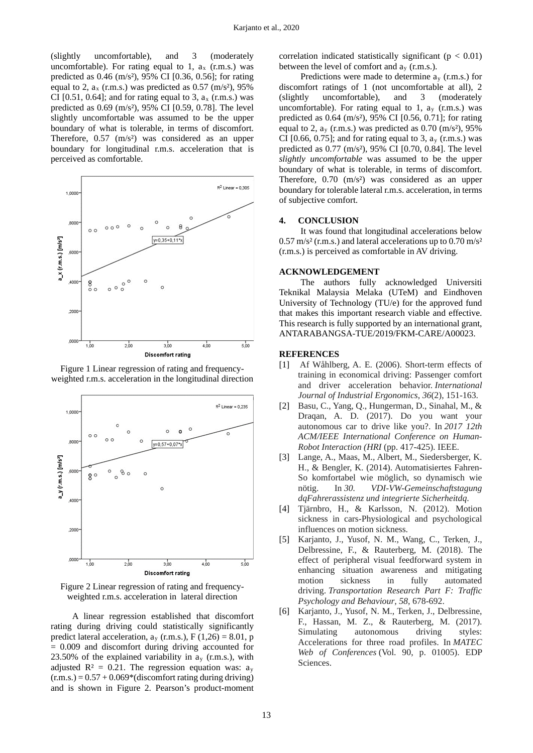(slightly uncomfortable), and 3 (moderately uncomfortable). For rating equal to 1, $a_x$ (r.m.s.) was predicted as 0.46 (m/s²), 95% CI [0.36, 0.56]; for rating equal to 2, $a_x$ (r.m.s.) was predicted as 0.57 (m/s²), 95% CI [0.51, 0.64]; and for rating equal to 3, $a_x$ (r.m.s.) was predicted as 0.69 (m/s²), 95% CI [0.59, 0.78]. The level slightly uncomfortable was assumed to be the upper boundary of what is tolerable, in terms of discomfort. Therefore, 0.57 (m/s²) was considered as an upper boundary for longitudinal r.m.s. acceleration that is perceived as comfortable.

Figure 1 Linear regression of rating and frequency-weighted r.m.s. acceleration in the longitudinal direction

Figure 2 Linear regression of rating and frequency-weighted r.m.s. acceleration in lateral direction

A linear regression established that discomfort rating during driving could statistically significantly predict lateral acceleration, $a_y$ (r.m.s.), $F(1,26) = 8.01$, $p = 0.009$ and discomfort during driving accounted for 23.50% of the explained variability in $a_y$ (r.m.s.), with adjusted $R^2 = 0.21$. The regression equation was: $a_y$ (r.m.s.) = 0.57 + 0.069*(discomfort rating during driving) and is shown in Figure 2. Pearson's product-moment correlation indicated statistically significant ($p < 0.01$) between the level of comfort and $a_y$ (r.m.s.).

Predictions were made to determine $a_y$ (r.m.s.) for discomfort ratings of 1 (not uncomfortable at all), 2 (slightly uncomfortable), and 3 (moderately uncomfortable). For rating equal to 1, $a_y$ (r.m.s.) was predicted as 0.64 (m/s²), 95% CI [0.56, 0.71]; for rating equal to 2, $a_y$ (r.m.s.) was predicted as 0.70 (m/s²), 95% CI [0.66, 0.75]; and for rating equal to 3, $a_y$ (r.m.s.) was predicted as 0.77 (m/s²), 95% CI [0.70, 0.84]. The level *slightly uncomfortable* was assumed to be the upper boundary of what is tolerable, in terms of discomfort. Therefore, 0.70 (m/s²) was considered as an upper boundary for tolerable lateral r.m.s. acceleration, in terms of subjective comfort.

## 4. CONCLUSION

It was found that longitudinal accelerations below 0.57 m/s² (r.m.s.) and lateral accelerations up to 0.70 m/s² (r.m.s.) is perceived as comfortable in AV driving.

## ACKNOWLEDGEMENT

The authors fully acknowledged Universiti Teknikal Malaysia Melaka (UTeM) and Eindhoven University of Technology (TU/e) for the approved fund that makes this important research viable and effective. This research is fully supported by an international grant, ANTARABANGSA-TUE/2019/FKM-CARE/A00023.

## REFERENCES

[1] Af Wåhlberg, A. E. (2006). Short-term effects of training in economical driving: Passenger comfort and driver acceleration behavior. *International Journal of Industrial Ergonomics*, *36*(2), 151-163.

[2] Basu, C., Yang, Q., Hungerman, D., Sinahal, M., & Draqan, A. D. (2017). Do you want your autonomous car to drive like you?. In *2017 12th ACM/IEEE International Conference on Human-Robot Interaction (HRI* (pp. 417-425). IEEE.

[3] Lange, A., Maas, M., Albert, M., Siedersberger, K. H., & Bengler, K. (2014). Automatisiertes Fahren-So komfortabel wie möglich, so dynamisch wie nötig. In *30. VDI-VW-Gemeinschaftstagung dqFahrerassistenz und integrierte Sicherheitdq.*

[4] Tjärnbro, H., & Karlsson, N. (2012). Motion sickness in cars-Physiological and psychological influences on motion sickness.

[5] Karjanto, J., Yusof, N. M., Wang, C., Terken, J., Delbressine, F., & Rauterberg, M. (2018). The effect of peripheral visual feedforward system in enhancing situation awareness and mitigating motion sickness in fully automated driving. *Transportation Research Part F: Traffic Psychology and Behaviour*, *58*, 678-692.

[6] Karjanto, J., Yusof, N. M., Terken, J., Delbressine, F., Hassan, M. Z., & Rauterberg, M. (2017). Simulating autonomous driving styles: Accelerations for three road profiles. In *MATEC Web of Conferences* (Vol. 90, p. 01005). EDP Sciences.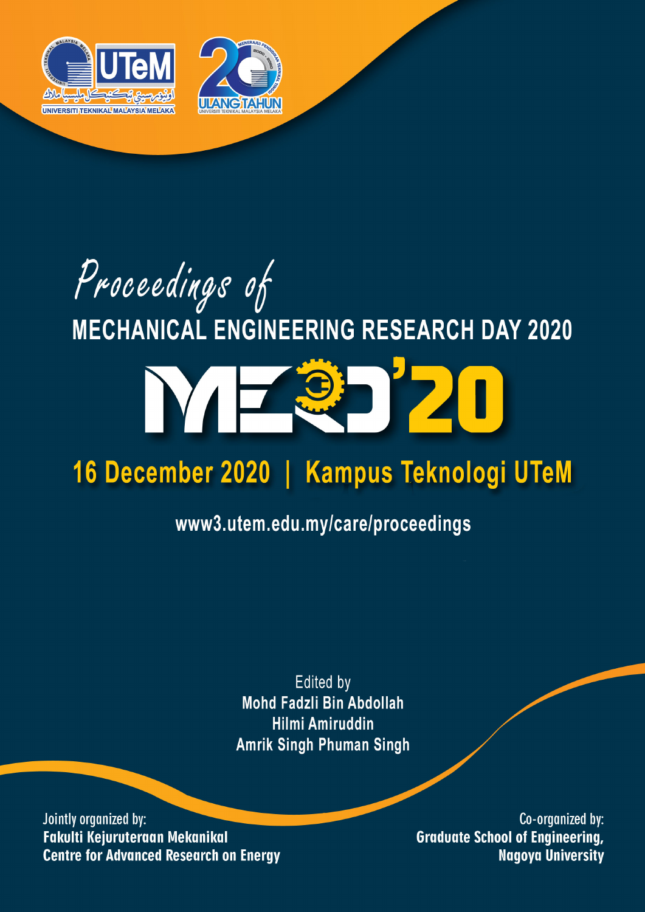UTeM

UNIVERSITI TEKNIKAL MALAYSIA MELAKA

20 ULANG TAHUN

*Proceedings of*

# MECHANICAL ENGINEERING RESEARCH DAY 2020

# MERD'20

## 16 December 2020 | Kampus Teknologi UTeM

www3.utem.edu.my/care/proceedings

Edited by
**Mohd Fadzli Bin Abdollah**
**Hilmi Amiruddin**
**Amrik Singh Phuman Singh**

Jointly organized by:
**Fakulti Kejuruteraan Mekanikal**
**Centre for Advanced Research on Energy**

Co-organized by:
**Graduate School of Engineering, Nagoya University**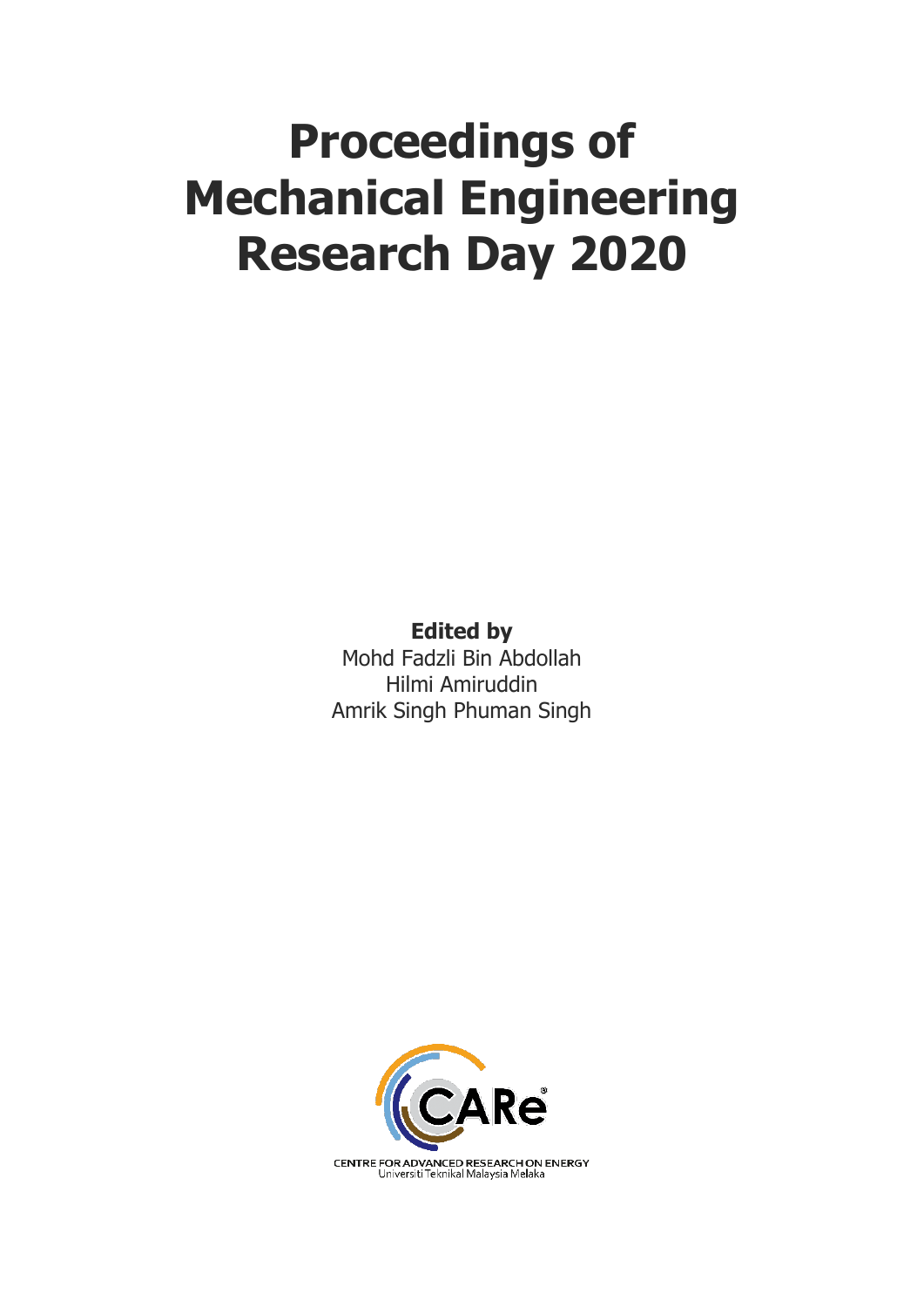# Proceedings of Mechanical Engineering Research Day 2020

**Edited by**

Mohd Fadzli Bin Abdollah
Hilmi Amiruddin
Amrik Singh Phuman Singh

CARe

CENTRE FOR ADVANCED RESEARCH ON ENERGY
Universiti Teknikal Malaysia Melaka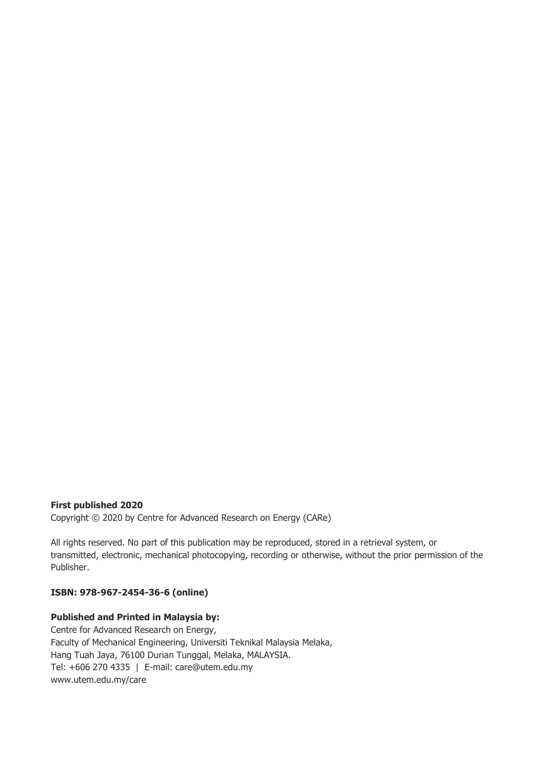**First published 2020**

Copyright © 2020 by Centre for Advanced Research on Energy (CARe)

All rights reserved. No part of this publication may be reproduced, stored in a retrieval system, or transmitted, electronic, mechanical photocopying, recording or otherwise, without the prior permission of the Publisher.

**ISBN: 978-967-2454-36-6 (online)**

**Published and Printed in Malaysia by:**

Centre for Advanced Research on Energy,
Faculty of Mechanical Engineering, Universiti Teknikal Malaysia Melaka,
Hang Tuah Jaya, 76100 Durian Tunggal, Melaka, MALAYSIA.
Tel: +606 270 4335 | E-mail: care@utem.edu.my
www.utem.edu.my/care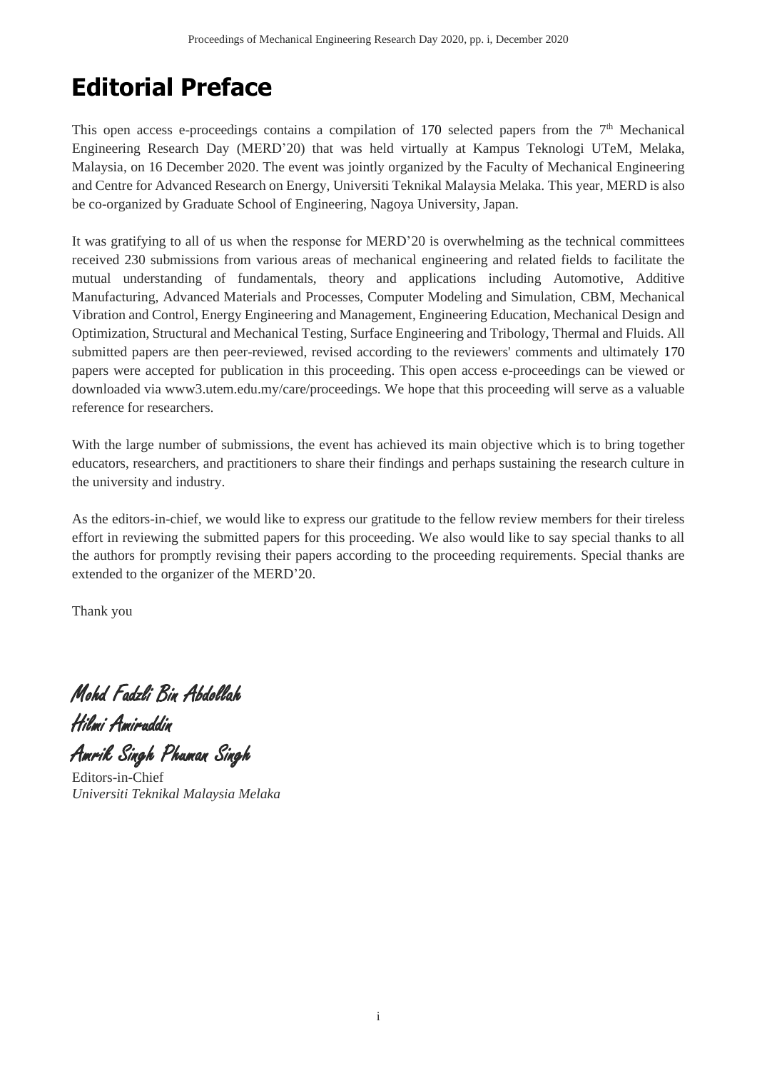# Editorial Preface

This open access e-proceedings contains a compilation of 170 selected papers from the 7th Mechanical Engineering Research Day (MERD'20) that was held virtually at Kampus Teknologi UTeM, Melaka, Malaysia, on 16 December 2020. The event was jointly organized by the Faculty of Mechanical Engineering and Centre for Advanced Research on Energy, Universiti Teknikal Malaysia Melaka. This year, MERD is also be co-organized by Graduate School of Engineering, Nagoya University, Japan.

It was gratifying to all of us when the response for MERD'20 is overwhelming as the technical committees received 230 submissions from various areas of mechanical engineering and related fields to facilitate the mutual understanding of fundamentals, theory and applications including Automotive, Additive Manufacturing, Advanced Materials and Processes, Computer Modeling and Simulation, CBM, Mechanical Vibration and Control, Energy Engineering and Management, Engineering Education, Mechanical Design and Optimization, Structural and Mechanical Testing, Surface Engineering and Tribology, Thermal and Fluids. All submitted papers are then peer-reviewed, revised according to the reviewers' comments and ultimately 170 papers were accepted for publication in this proceeding. This open access e-proceedings can be viewed or downloaded via www3.utem.edu.my/care/proceedings. We hope that this proceeding will serve as a valuable reference for researchers.

With the large number of submissions, the event has achieved its main objective which is to bring together educators, researchers, and practitioners to share their findings and perhaps sustaining the research culture in the university and industry.

As the editors-in-chief, we would like to express our gratitude to the fellow review members for their tireless effort in reviewing the submitted papers for this proceeding. We also would like to say special thanks to all the authors for promptly revising their papers according to the proceeding requirements. Special thanks are extended to the organizer of the MERD'20.

Thank you

*Mohd Fadzli Bin Abdollah*
*Hilmi Amiruddin*
*Amrik Singh Phuman Singh*
Editors-in-Chief
*Universiti Teknikal Malaysia Melaka*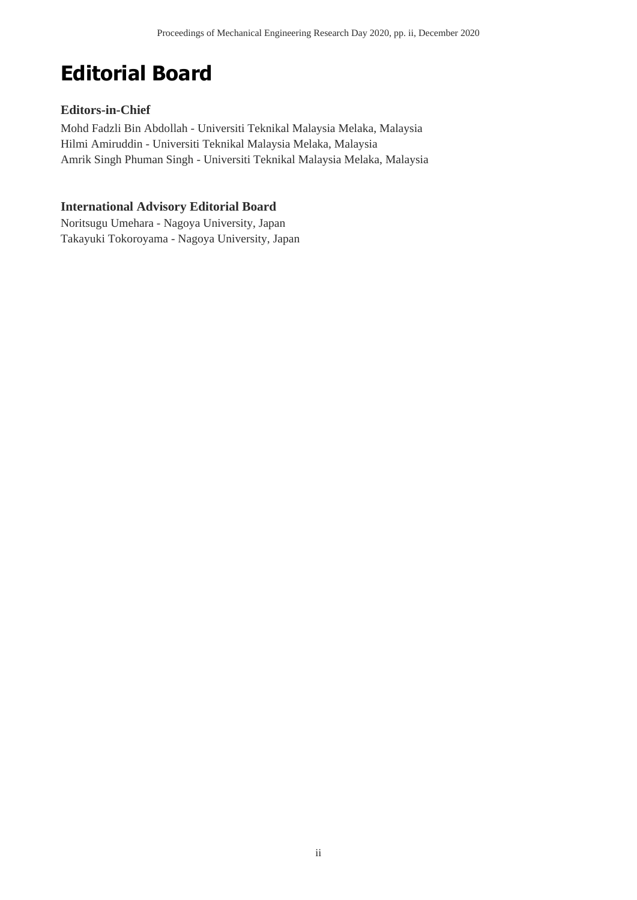# Editorial Board

### Editors-in-Chief

Mohd Fadzli Bin Abdollah - Universiti Teknikal Malaysia Melaka, Malaysia
Hilmi Amiruddin - Universiti Teknikal Malaysia Melaka, Malaysia
Amrik Singh Phuman Singh - Universiti Teknikal Malaysia Melaka, Malaysia

### International Advisory Editorial Board

Noritsugu Umehara - Nagoya University, Japan
Takayuki Tokoroyama - Nagoya University, Japan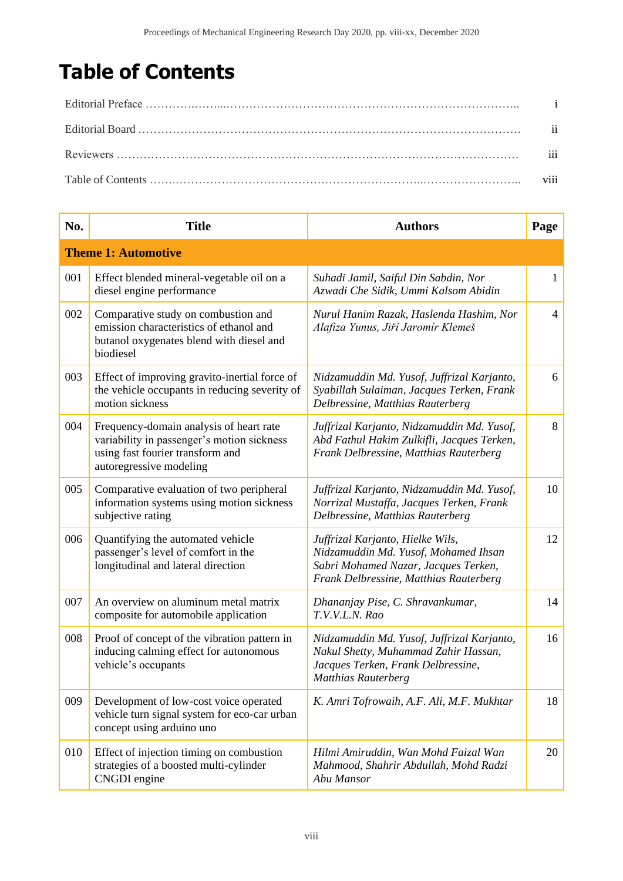# Table of Contents

Editorial Preface ………….……....………………………………………………………………….. i

Editorial Board …………………………………………………………………………………………. ii

Reviewers ………………………………………………………………………………………………. iii

Table of Contents …….…………………………………………………………...…………………….. viii

| No. | Title | Authors | Page |
|---|---|---|---|
| **Theme 1: Automotive** | | | |
| 001 | Effect blended mineral-vegetable oil on a diesel engine performance | *Suhadi Jamil, Saiful Din Sabdin, Nor Azwadi Che Sidik, Ummi Kalsom Abidin* | 1 |
| 002 | Comparative study on combustion and emission characteristics of ethanol and butanol oxygenates blend with diesel and biodiesel | *Nurul Hanim Razak, Haslenda Hashim, Nor Alafiza Yunus, Jiří Jaromír Klemeš* | 4 |
| 003 | Effect of improving gravito-inertial force of the vehicle occupants in reducing severity of motion sickness | *Nidzamuddin Md. Yusof, Juffrizal Karjanto, Syabillah Sulaiman, Jacques Terken, Frank Delbressine, Matthias Rauterberg* | 6 |
| 004 | Frequency-domain analysis of heart rate variability in passenger's motion sickness using fast fourier transform and autoregressive modeling | *Juffrizal Karjanto, Nidzamuddin Md. Yusof, Abd Fathul Hakim Zulkifli, Jacques Terken, Frank Delbressine, Matthias Rauterberg* | 8 |
| 005 | Comparative evaluation of two peripheral information systems using motion sickness subjective rating | *Juffrizal Karjanto, Nidzamuddin Md. Yusof, Norrizal Mustaffa, Jacques Terken, Frank Delbressine, Matthias Rauterberg* | 10 |
| 006 | Quantifying the automated vehicle passenger's level of comfort in the longitudinal and lateral direction | *Juffrizal Karjanto, Hielke Wils, Nidzamuddin Md. Yusof, Mohamed Ihsan Sabri Mohamed Nazar, Jacques Terken, Frank Delbressine, Matthias Rauterberg* | 12 |
| 007 | An overview on aluminum metal matrix composite for automobile application | *Dhananjay Pise, C. Shravankumar, T.V.V.L.N. Rao* | 14 |
| 008 | Proof of concept of the vibration pattern in inducing calming effect for autonomous vehicle's occupants | *Nidzamuddin Md. Yusof, Juffrizal Karjanto, Nakul Shetty, Muhammad Zahir Hassan, Jacques Terken, Frank Delbressine, Matthias Rauterberg* | 16 |
| 009 | Development of low-cost voice operated vehicle turn signal system for eco-car urban concept using arduino uno | *K. Amri Tofrowaih, A.F. Ali, M.F. Mukhtar* | 18 |
| 010 | Effect of injection timing on combustion strategies of a boosted multi-cylinder CNGDI engine | *Hilmi Amiruddin, Wan Mohd Faizal Wan Mahmood, Shahrir Abdullah, Mohd Radzi Abu Mansor* | 20 |